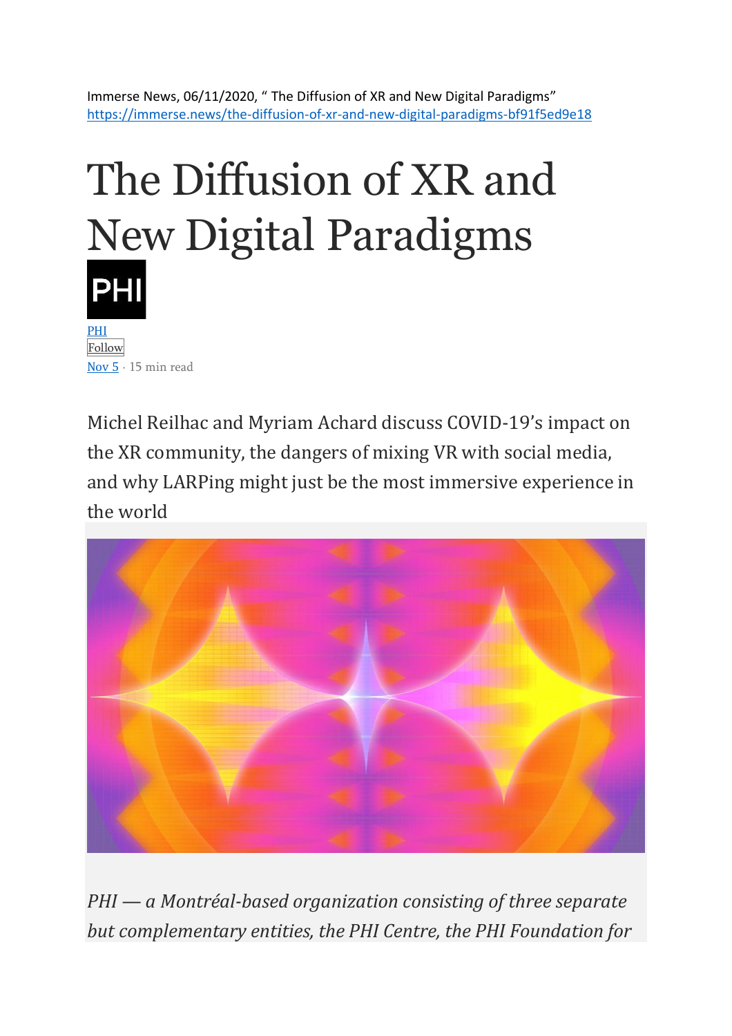Immerse News, 06/11/2020, " The Diffusion of XR and New Digital Paradigms"
https://immerse.news/the-diffusion-of-xr-and-new-digital-paradigms-bf91f5ed9e18

# The Diffusion of XR and New Digital Paradigms

PHI

PHI

Follow

Nov 5 · 15 min read

Michel Reilhac and Myriam Achard discuss COVID-19's impact on the XR community, the dangers of mixing VR with social media, and why LARPing might just be the most immersive experience in the world

*PHI — a Montréal-based organization consisting of three separate but complementary entities, the PHI Centre, the PHI Foundation for*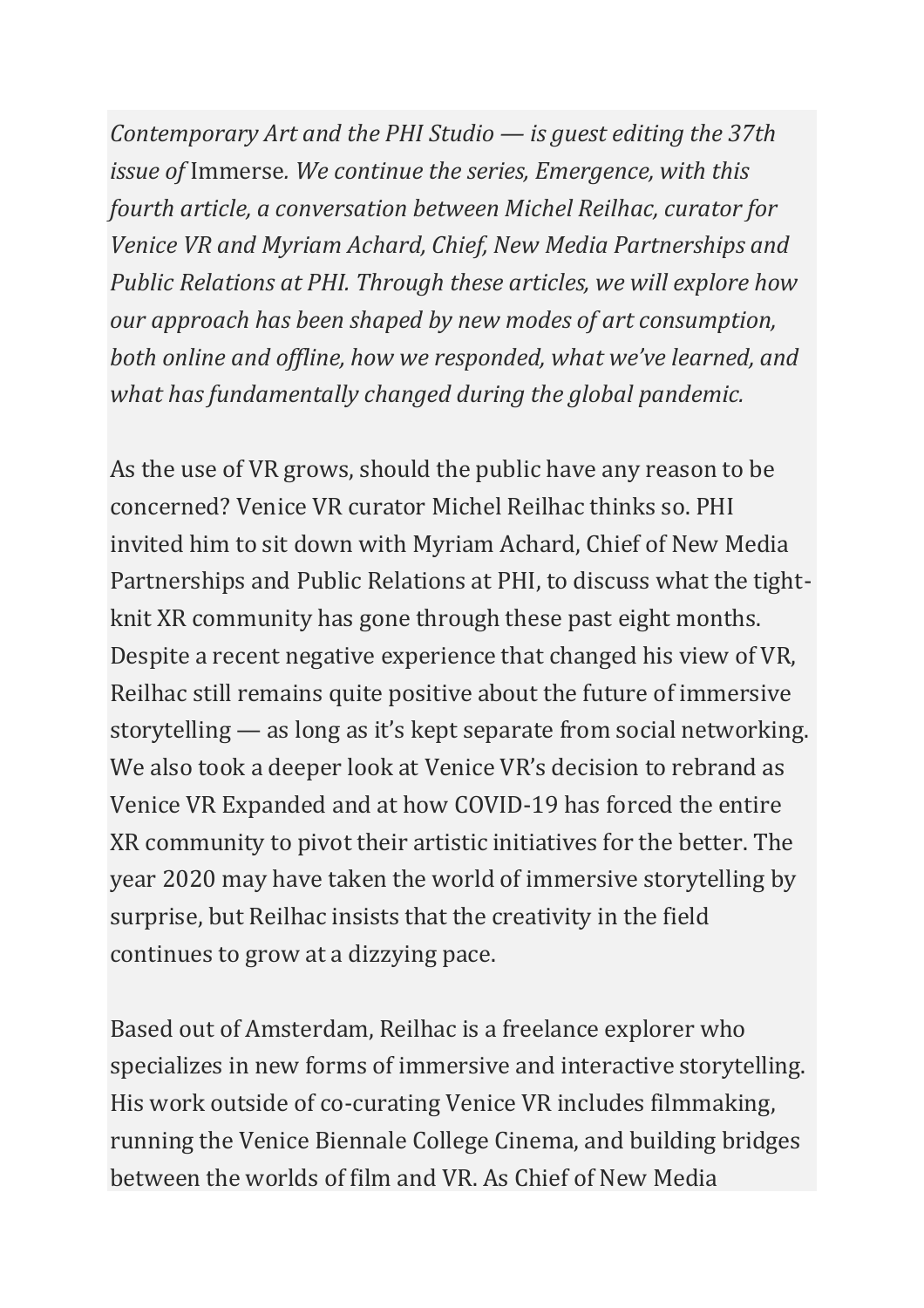*Contemporary Art and the PHI Studio — is guest editing the 37th issue of* Immerse*. We continue the series, Emergence, with this fourth article, a conversation between Michel Reilhac, curator for Venice VR and Myriam Achard, Chief, New Media Partnerships and Public Relations at PHI. Through these articles, we will explore how our approach has been shaped by new modes of art consumption, both online and offline, how we responded, what we've learned, and what has fundamentally changed during the global pandemic.*

As the use of VR grows, should the public have any reason to be concerned? Venice VR curator Michel Reilhac thinks so. PHI invited him to sit down with Myriam Achard, Chief of New Media Partnerships and Public Relations at PHI, to discuss what the tight-knit XR community has gone through these past eight months. Despite a recent negative experience that changed his view of VR, Reilhac still remains quite positive about the future of immersive storytelling — as long as it's kept separate from social networking. We also took a deeper look at Venice VR's decision to rebrand as Venice VR Expanded and at how COVID-19 has forced the entire XR community to pivot their artistic initiatives for the better. The year 2020 may have taken the world of immersive storytelling by surprise, but Reilhac insists that the creativity in the field continues to grow at a dizzying pace.

Based out of Amsterdam, Reilhac is a freelance explorer who specializes in new forms of immersive and interactive storytelling. His work outside of co-curating Venice VR includes filmmaking, running the Venice Biennale College Cinema, and building bridges between the worlds of film and VR. As Chief of New Media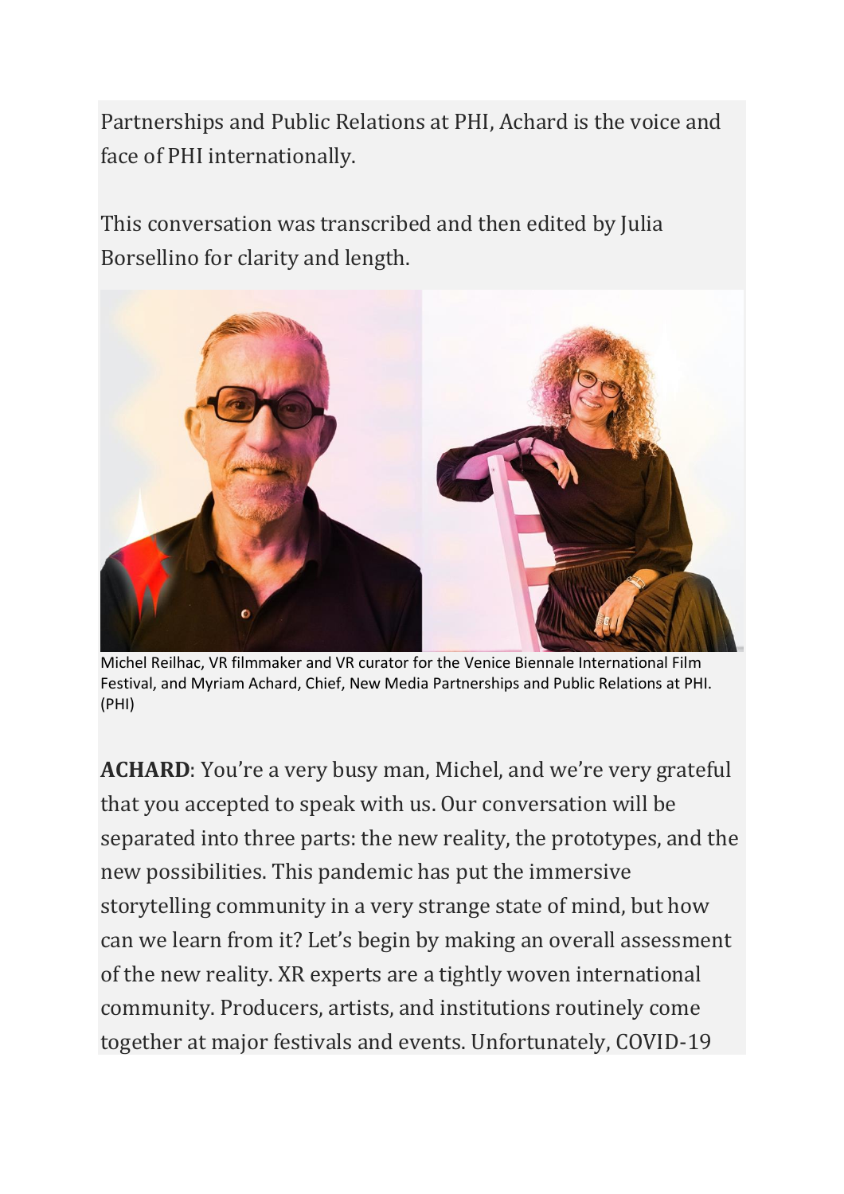Partnerships and Public Relations at PHI, Achard is the voice and face of PHI internationally.

This conversation was transcribed and then edited by Julia Borsellino for clarity and length.

Michel Reilhac, VR filmmaker and VR curator for the Venice Biennale International Film Festival, and Myriam Achard, Chief, New Media Partnerships and Public Relations at PHI. (PHI)

**ACHARD**: You're a very busy man, Michel, and we're very grateful that you accepted to speak with us. Our conversation will be separated into three parts: the new reality, the prototypes, and the new possibilities. This pandemic has put the immersive storytelling community in a very strange state of mind, but how can we learn from it? Let's begin by making an overall assessment of the new reality. XR experts are a tightly woven international community. Producers, artists, and institutions routinely come together at major festivals and events. Unfortunately, COVID-19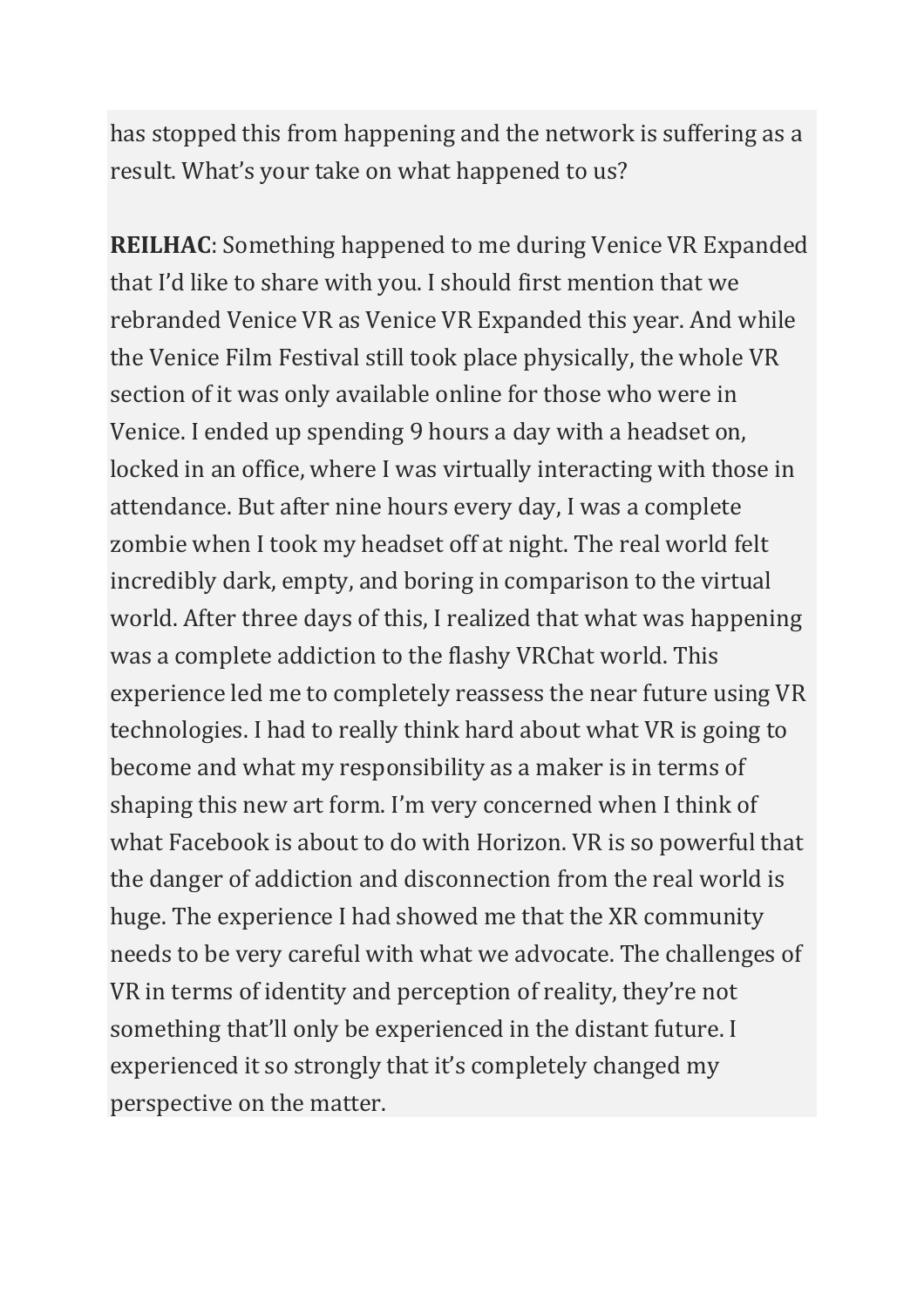has stopped this from happening and the network is suffering as a result. What's your take on what happened to us?

**REILHAC**: Something happened to me during Venice VR Expanded that I'd like to share with you. I should first mention that we rebranded Venice VR as Venice VR Expanded this year. And while the Venice Film Festival still took place physically, the whole VR section of it was only available online for those who were in Venice. I ended up spending 9 hours a day with a headset on, locked in an office, where I was virtually interacting with those in attendance. But after nine hours every day, I was a complete zombie when I took my headset off at night. The real world felt incredibly dark, empty, and boring in comparison to the virtual world. After three days of this, I realized that what was happening was a complete addiction to the flashy VRChat world. This experience led me to completely reassess the near future using VR technologies. I had to really think hard about what VR is going to become and what my responsibility as a maker is in terms of shaping this new art form. I'm very concerned when I think of what Facebook is about to do with Horizon. VR is so powerful that the danger of addiction and disconnection from the real world is huge. The experience I had showed me that the XR community needs to be very careful with what we advocate. The challenges of VR in terms of identity and perception of reality, they're not something that'll only be experienced in the distant future. I experienced it so strongly that it's completely changed my perspective on the matter.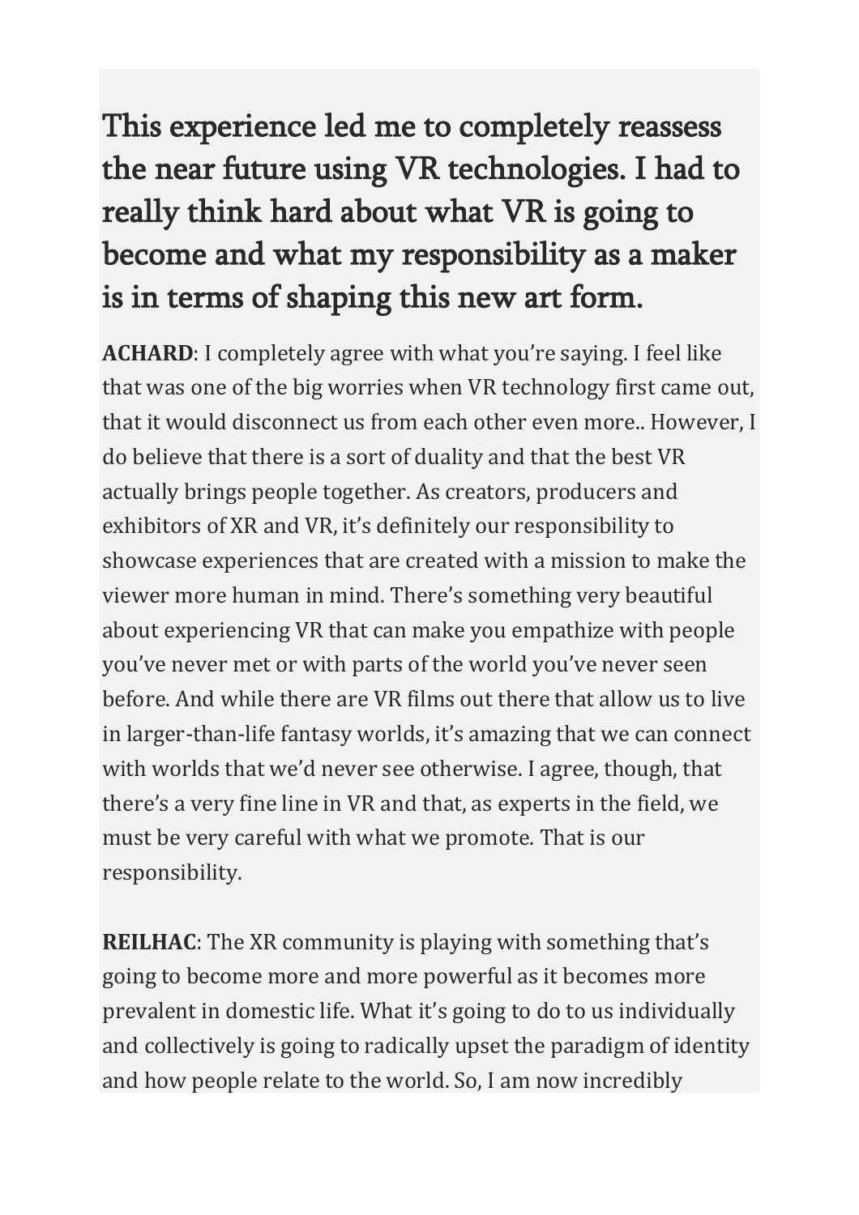## This experience led me to completely reassess the near future using VR technologies. I had to really think hard about what VR is going to become and what my responsibility as a maker is in terms of shaping this new art form.

**ACHARD**: I completely agree with what you're saying. I feel like that was one of the big worries when VR technology first came out, that it would disconnect us from each other even more.. However, I do believe that there is a sort of duality and that the best VR actually brings people together. As creators, producers and exhibitors of XR and VR, it's definitely our responsibility to showcase experiences that are created with a mission to make the viewer more human in mind. There's something very beautiful about experiencing VR that can make you empathize with people you've never met or with parts of the world you've never seen before. And while there are VR films out there that allow us to live in larger-than-life fantasy worlds, it's amazing that we can connect with worlds that we'd never see otherwise. I agree, though, that there's a very fine line in VR and that, as experts in the field, we must be very careful with what we promote. That is our responsibility.

**REILHAC**: The XR community is playing with something that's going to become more and more powerful as it becomes more prevalent in domestic life. What it's going to do to us individually and collectively is going to radically upset the paradigm of identity and how people relate to the world. So, I am now incredibly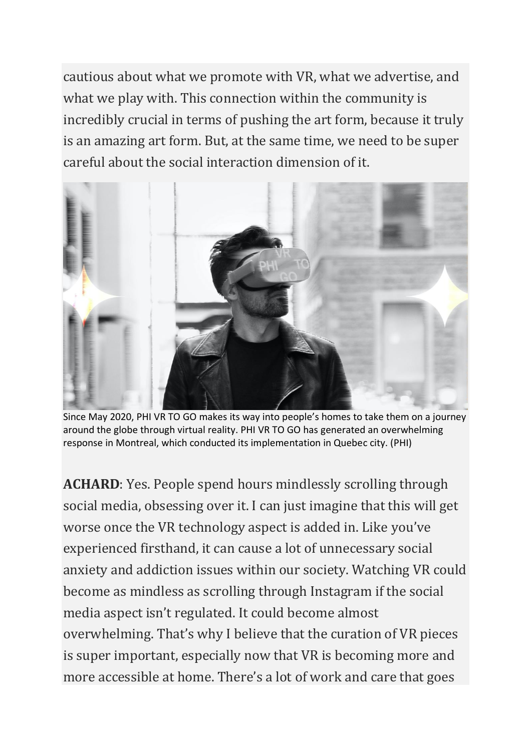cautious about what we promote with VR, what we advertise, and what we play with. This connection within the community is incredibly crucial in terms of pushing the art form, because it truly is an amazing art form. But, at the same time, we need to be super careful about the social interaction dimension of it.

Since May 2020, PHI VR TO GO makes its way into people's homes to take them on a journey around the globe through virtual reality. PHI VR TO GO has generated an overwhelming response in Montreal, which conducted its implementation in Quebec city. (PHI)

**ACHARD**: Yes. People spend hours mindlessly scrolling through social media, obsessing over it. I can just imagine that this will get worse once the VR technology aspect is added in. Like you've experienced firsthand, it can cause a lot of unnecessary social anxiety and addiction issues within our society. Watching VR could become as mindless as scrolling through Instagram if the social media aspect isn't regulated. It could become almost overwhelming. That's why I believe that the curation of VR pieces is super important, especially now that VR is becoming more and more accessible at home. There's a lot of work and care that goes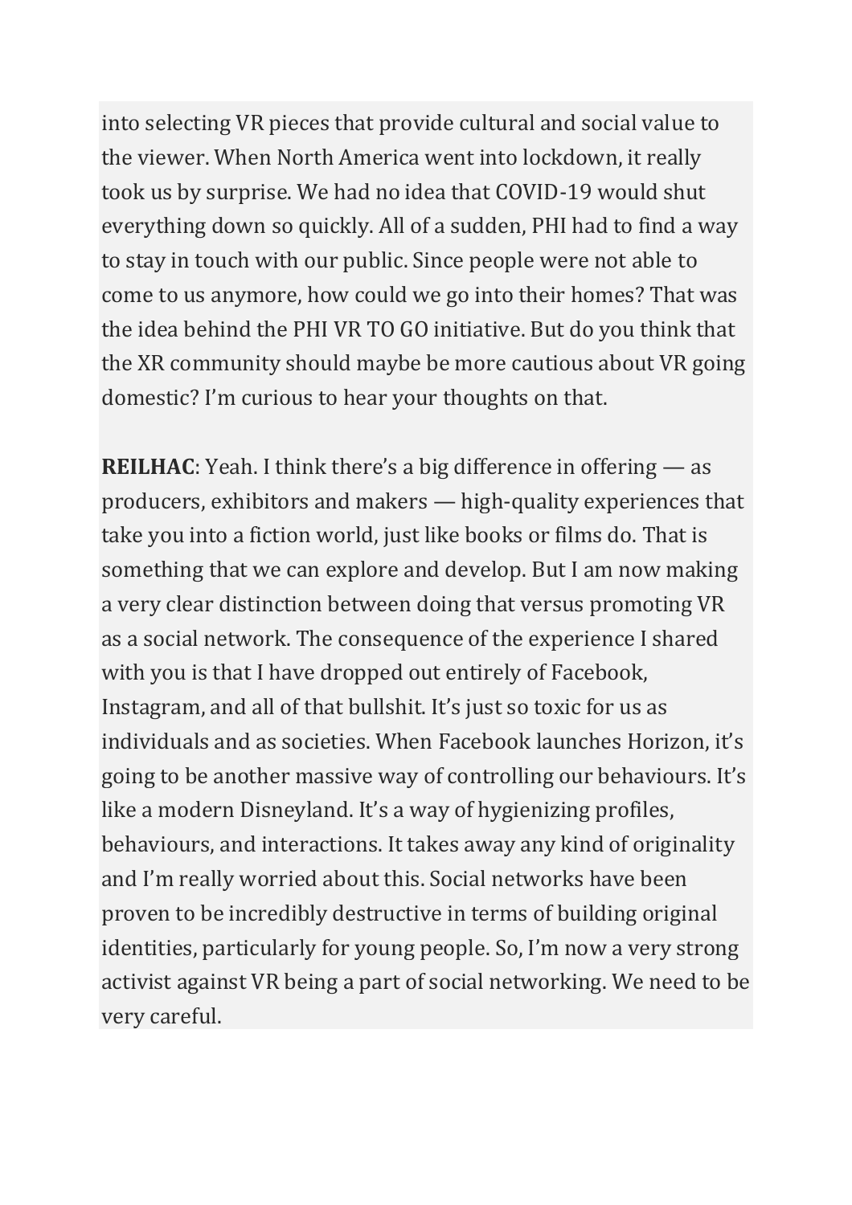into selecting VR pieces that provide cultural and social value to the viewer. When North America went into lockdown, it really took us by surprise. We had no idea that COVID-19 would shut everything down so quickly. All of a sudden, PHI had to find a way to stay in touch with our public. Since people were not able to come to us anymore, how could we go into their homes? That was the idea behind the PHI VR TO GO initiative. But do you think that the XR community should maybe be more cautious about VR going domestic? I'm curious to hear your thoughts on that.

**REILHAC**: Yeah. I think there's a big difference in offering — as producers, exhibitors and makers — high-quality experiences that take you into a fiction world, just like books or films do. That is something that we can explore and develop. But I am now making a very clear distinction between doing that versus promoting VR as a social network. The consequence of the experience I shared with you is that I have dropped out entirely of Facebook, Instagram, and all of that bullshit. It's just so toxic for us as individuals and as societies. When Facebook launches Horizon, it's going to be another massive way of controlling our behaviours. It's like a modern Disneyland. It's a way of hygienizing profiles, behaviours, and interactions. It takes away any kind of originality and I'm really worried about this. Social networks have been proven to be incredibly destructive in terms of building original identities, particularly for young people. So, I'm now a very strong activist against VR being a part of social networking. We need to be very careful.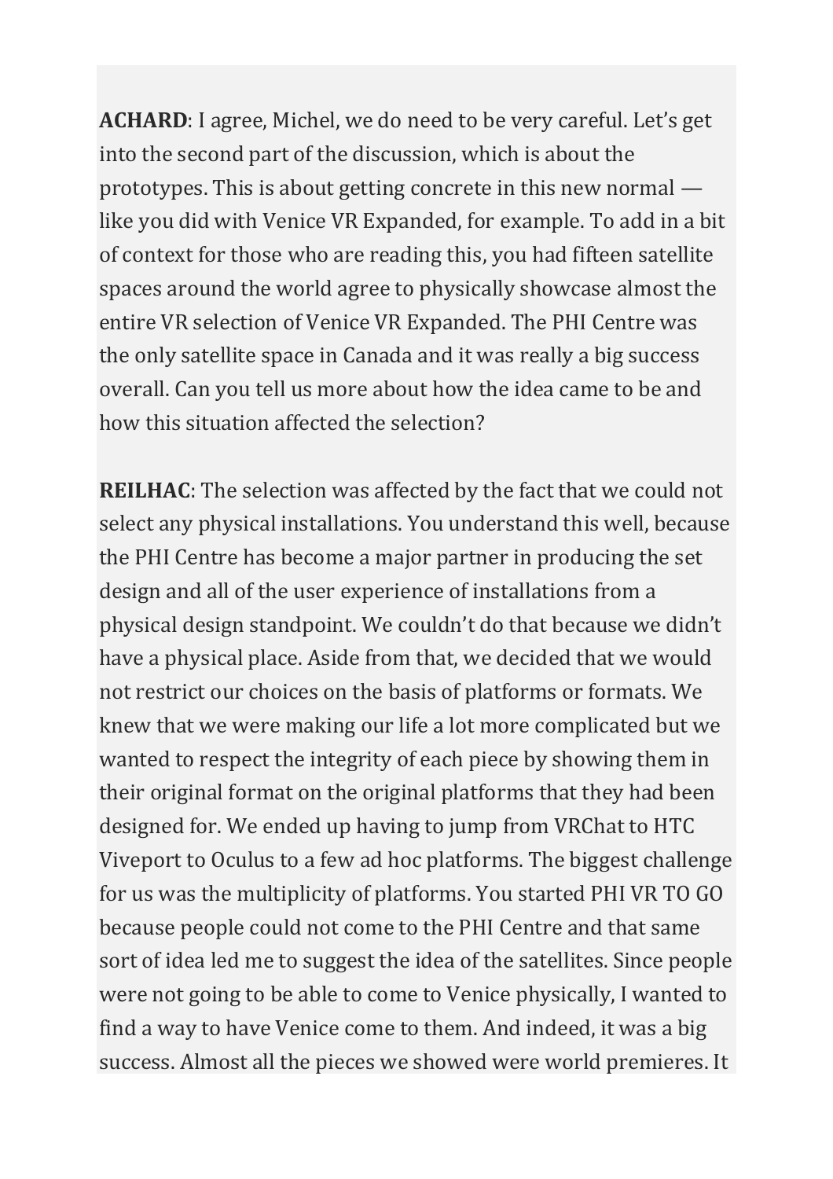**ACHARD**: I agree, Michel, we do need to be very careful. Let's get into the second part of the discussion, which is about the prototypes. This is about getting concrete in this new normal — like you did with Venice VR Expanded, for example. To add in a bit of context for those who are reading this, you had fifteen satellite spaces around the world agree to physically showcase almost the entire VR selection of Venice VR Expanded. The PHI Centre was the only satellite space in Canada and it was really a big success overall. Can you tell us more about how the idea came to be and how this situation affected the selection?

**REILHAC**: The selection was affected by the fact that we could not select any physical installations. You understand this well, because the PHI Centre has become a major partner in producing the set design and all of the user experience of installations from a physical design standpoint. We couldn't do that because we didn't have a physical place. Aside from that, we decided that we would not restrict our choices on the basis of platforms or formats. We knew that we were making our life a lot more complicated but we wanted to respect the integrity of each piece by showing them in their original format on the original platforms that they had been designed for. We ended up having to jump from VRChat to HTC Viveport to Oculus to a few ad hoc platforms. The biggest challenge for us was the multiplicity of platforms. You started PHI VR TO GO because people could not come to the PHI Centre and that same sort of idea led me to suggest the idea of the satellites. Since people were not going to be able to come to Venice physically, I wanted to find a way to have Venice come to them. And indeed, it was a big success. Almost all the pieces we showed were world premieres. It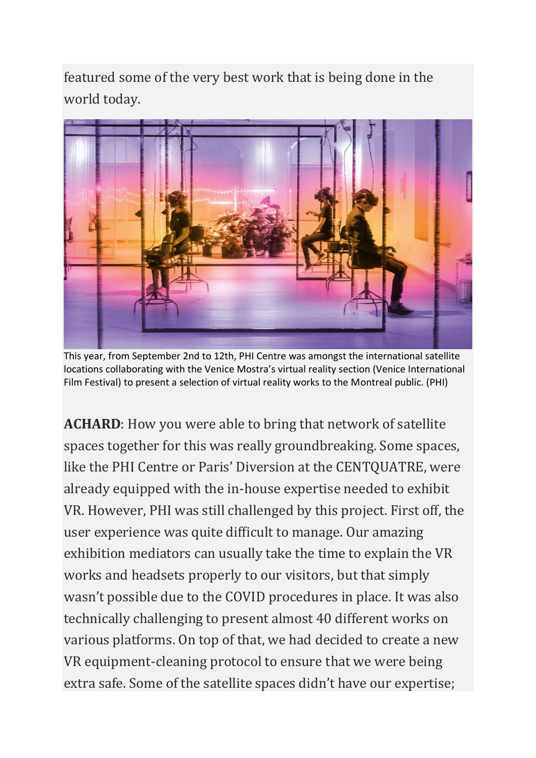featured some of the very best work that is being done in the world today.

This year, from September 2nd to 12th, PHI Centre was amongst the international satellite locations collaborating with the Venice Mostra's virtual reality section (Venice International Film Festival) to present a selection of virtual reality works to the Montreal public. (PHI)

**ACHARD**: How you were able to bring that network of satellite spaces together for this was really groundbreaking. Some spaces, like the PHI Centre or Paris' Diversion at the CENTQUATRE, were already equipped with the in-house expertise needed to exhibit VR. However, PHI was still challenged by this project. First off, the user experience was quite difficult to manage. Our amazing exhibition mediators can usually take the time to explain the VR works and headsets properly to our visitors, but that simply wasn't possible due to the COVID procedures in place. It was also technically challenging to present almost 40 different works on various platforms. On top of that, we had decided to create a new VR equipment-cleaning protocol to ensure that we were being extra safe. Some of the satellite spaces didn't have our expertise;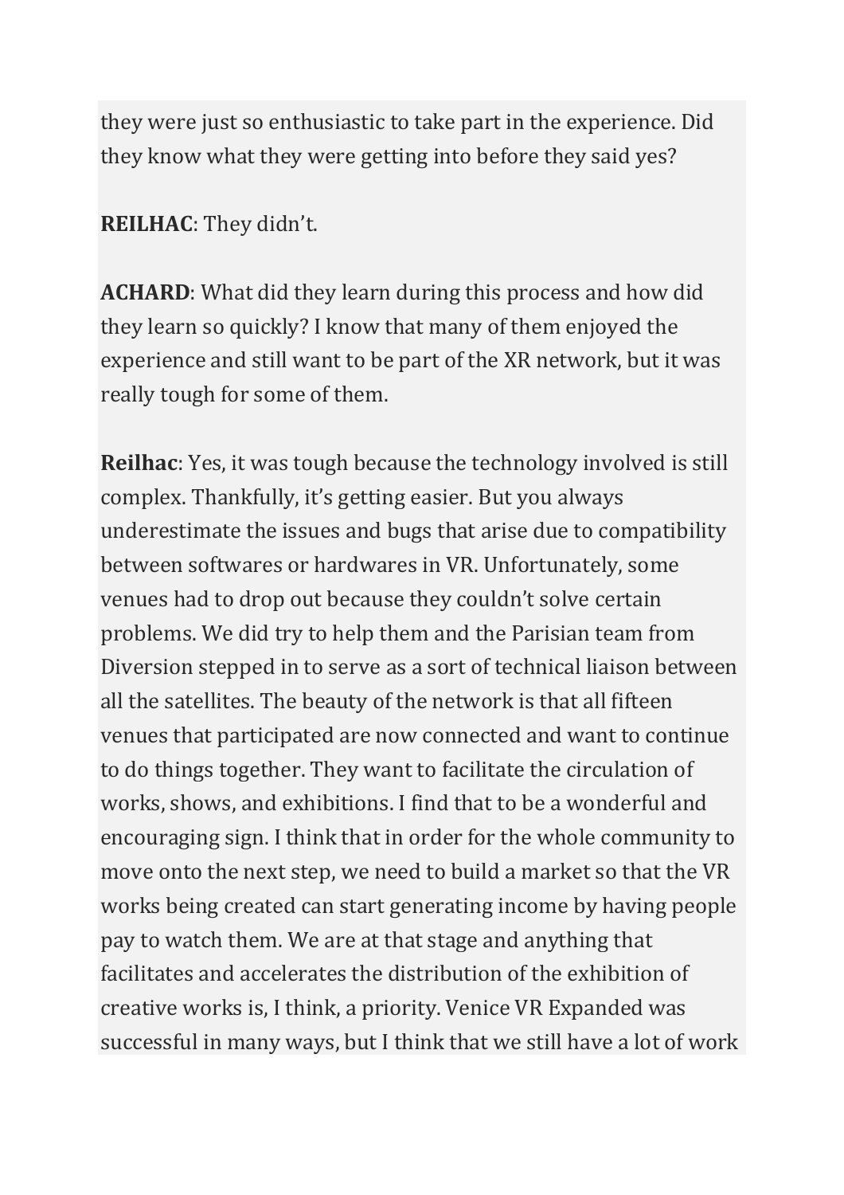they were just so enthusiastic to take part in the experience. Did they know what they were getting into before they said yes?

**REILHAC**: They didn't.

**ACHARD**: What did they learn during this process and how did they learn so quickly? I know that many of them enjoyed the experience and still want to be part of the XR network, but it was really tough for some of them.

**Reilhac**: Yes, it was tough because the technology involved is still complex. Thankfully, it's getting easier. But you always underestimate the issues and bugs that arise due to compatibility between softwares or hardwares in VR. Unfortunately, some venues had to drop out because they couldn't solve certain problems. We did try to help them and the Parisian team from Diversion stepped in to serve as a sort of technical liaison between all the satellites. The beauty of the network is that all fifteen venues that participated are now connected and want to continue to do things together. They want to facilitate the circulation of works, shows, and exhibitions. I find that to be a wonderful and encouraging sign. I think that in order for the whole community to move onto the next step, we need to build a market so that the VR works being created can start generating income by having people pay to watch them. We are at that stage and anything that facilitates and accelerates the distribution of the exhibition of creative works is, I think, a priority. Venice VR Expanded was successful in many ways, but I think that we still have a lot of work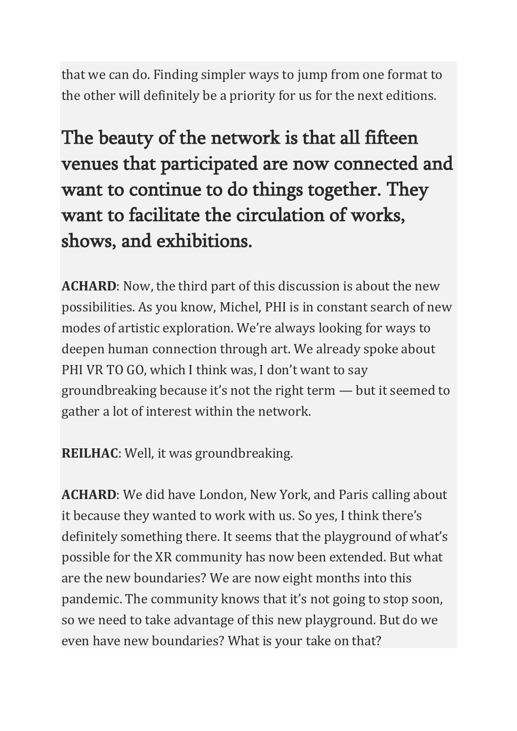that we can do. Finding simpler ways to jump from one format to the other will definitely be a priority for us for the next editions.

## The beauty of the network is that all fifteen venues that participated are now connected and want to continue to do things together. They want to facilitate the circulation of works, shows, and exhibitions.

**ACHARD**: Now, the third part of this discussion is about the new possibilities. As you know, Michel, PHI is in constant search of new modes of artistic exploration. We're always looking for ways to deepen human connection through art. We already spoke about PHI VR TO GO, which I think was, I don't want to say groundbreaking because it's not the right term — but it seemed to gather a lot of interest within the network.

**REILHAC**: Well, it was groundbreaking.

**ACHARD**: We did have London, New York, and Paris calling about it because they wanted to work with us. So yes, I think there's definitely something there. It seems that the playground of what's possible for the XR community has now been extended. But what are the new boundaries? We are now eight months into this pandemic. The community knows that it's not going to stop soon, so we need to take advantage of this new playground. But do we even have new boundaries? What is your take on that?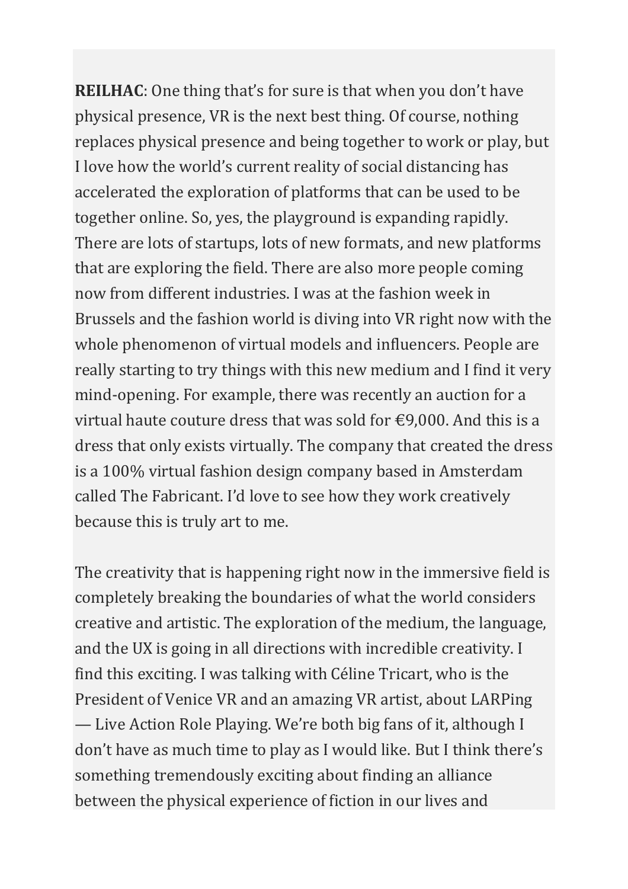**REILHAC**: One thing that's for sure is that when you don't have physical presence, VR is the next best thing. Of course, nothing replaces physical presence and being together to work or play, but I love how the world's current reality of social distancing has accelerated the exploration of platforms that can be used to be together online. So, yes, the playground is expanding rapidly. There are lots of startups, lots of new formats, and new platforms that are exploring the field. There are also more people coming now from different industries. I was at the fashion week in Brussels and the fashion world is diving into VR right now with the whole phenomenon of virtual models and influencers. People are really starting to try things with this new medium and I find it very mind-opening. For example, there was recently an auction for a virtual haute couture dress that was sold for €9,000. And this is a dress that only exists virtually. The company that created the dress is a 100% virtual fashion design company based in Amsterdam called The Fabricant. I'd love to see how they work creatively because this is truly art to me.

The creativity that is happening right now in the immersive field is completely breaking the boundaries of what the world considers creative and artistic. The exploration of the medium, the language, and the UX is going in all directions with incredible creativity. I find this exciting. I was talking with Céline Tricart, who is the President of Venice VR and an amazing VR artist, about LARPing — Live Action Role Playing. We're both big fans of it, although I don't have as much time to play as I would like. But I think there's something tremendously exciting about finding an alliance between the physical experience of fiction in our lives and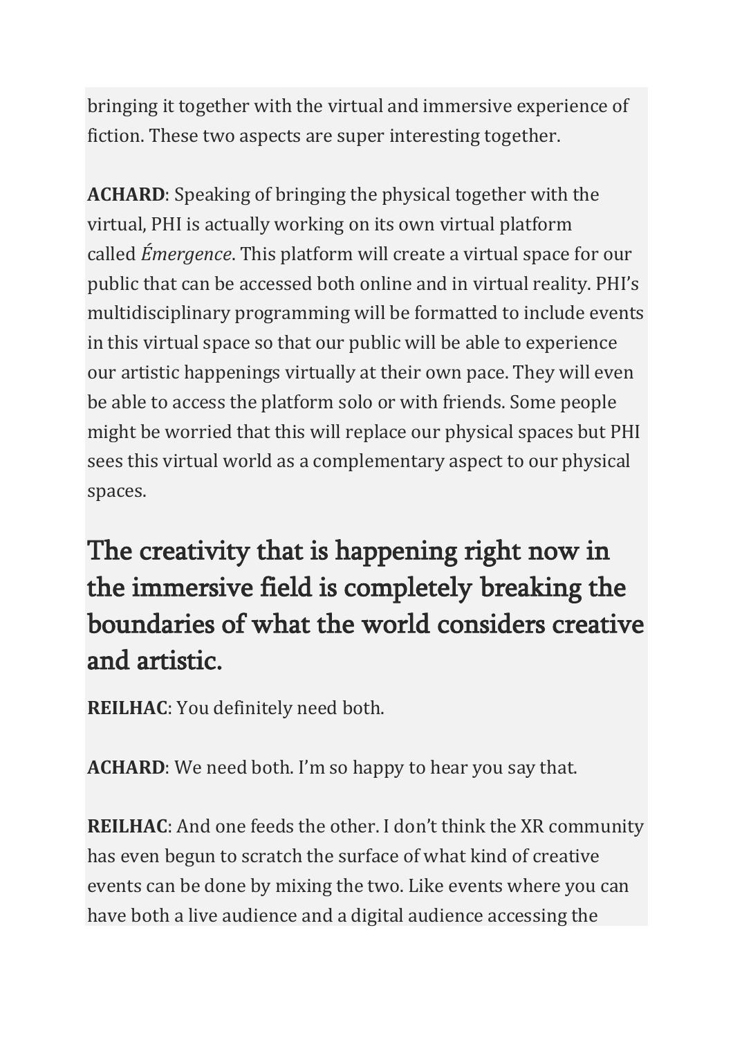bringing it together with the virtual and immersive experience of fiction. These two aspects are super interesting together.

**ACHARD**: Speaking of bringing the physical together with the virtual, PHI is actually working on its own virtual platform called *Émergence*. This platform will create a virtual space for our public that can be accessed both online and in virtual reality. PHI's multidisciplinary programming will be formatted to include events in this virtual space so that our public will be able to experience our artistic happenings virtually at their own pace. They will even be able to access the platform solo or with friends. Some people might be worried that this will replace our physical spaces but PHI sees this virtual world as a complementary aspect to our physical spaces.

## The creativity that is happening right now in the immersive field is completely breaking the boundaries of what the world considers creative and artistic.

**REILHAC**: You definitely need both.

**ACHARD**: We need both. I'm so happy to hear you say that.

**REILHAC**: And one feeds the other. I don't think the XR community has even begun to scratch the surface of what kind of creative events can be done by mixing the two. Like events where you can have both a live audience and a digital audience accessing the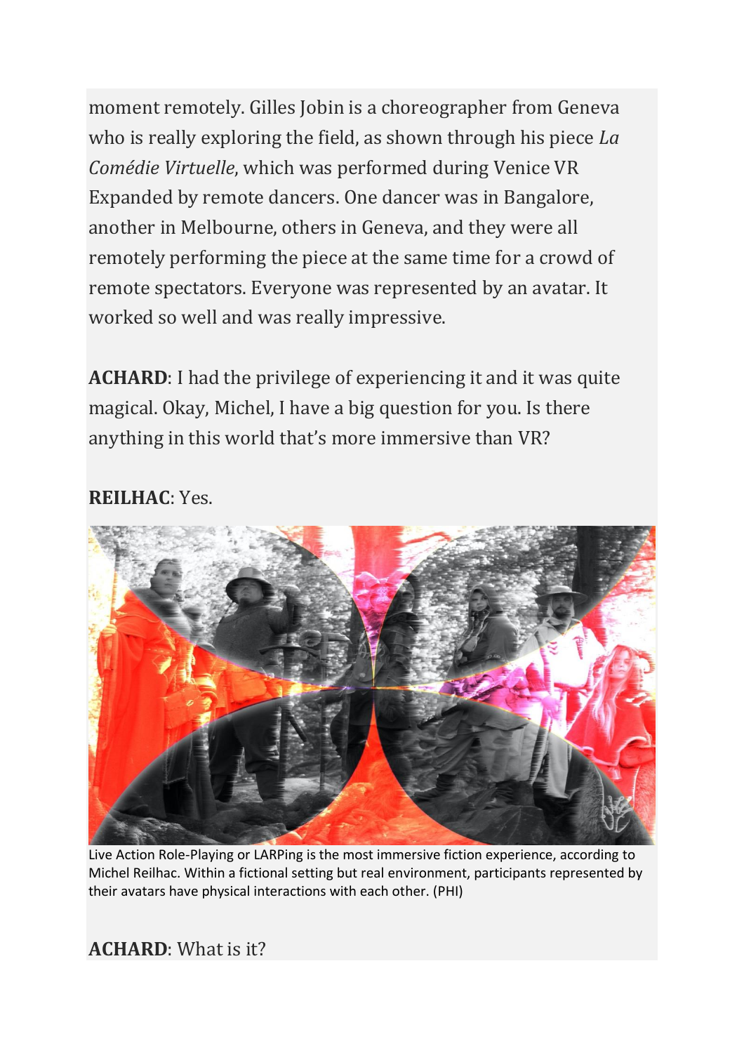moment remotely. Gilles Jobin is a choreographer from Geneva who is really exploring the field, as shown through his piece *La Comédie Virtuelle*, which was performed during Venice VR Expanded by remote dancers. One dancer was in Bangalore, another in Melbourne, others in Geneva, and they were all remotely performing the piece at the same time for a crowd of remote spectators. Everyone was represented by an avatar. It worked so well and was really impressive.

**ACHARD**: I had the privilege of experiencing it and it was quite magical. Okay, Michel, I have a big question for you. Is there anything in this world that's more immersive than VR?

**REILHAC**: Yes.

Live Action Role-Playing or LARPing is the most immersive fiction experience, according to Michel Reilhac. Within a fictional setting but real environment, participants represented by their avatars have physical interactions with each other. (PHI)

**ACHARD**: What is it?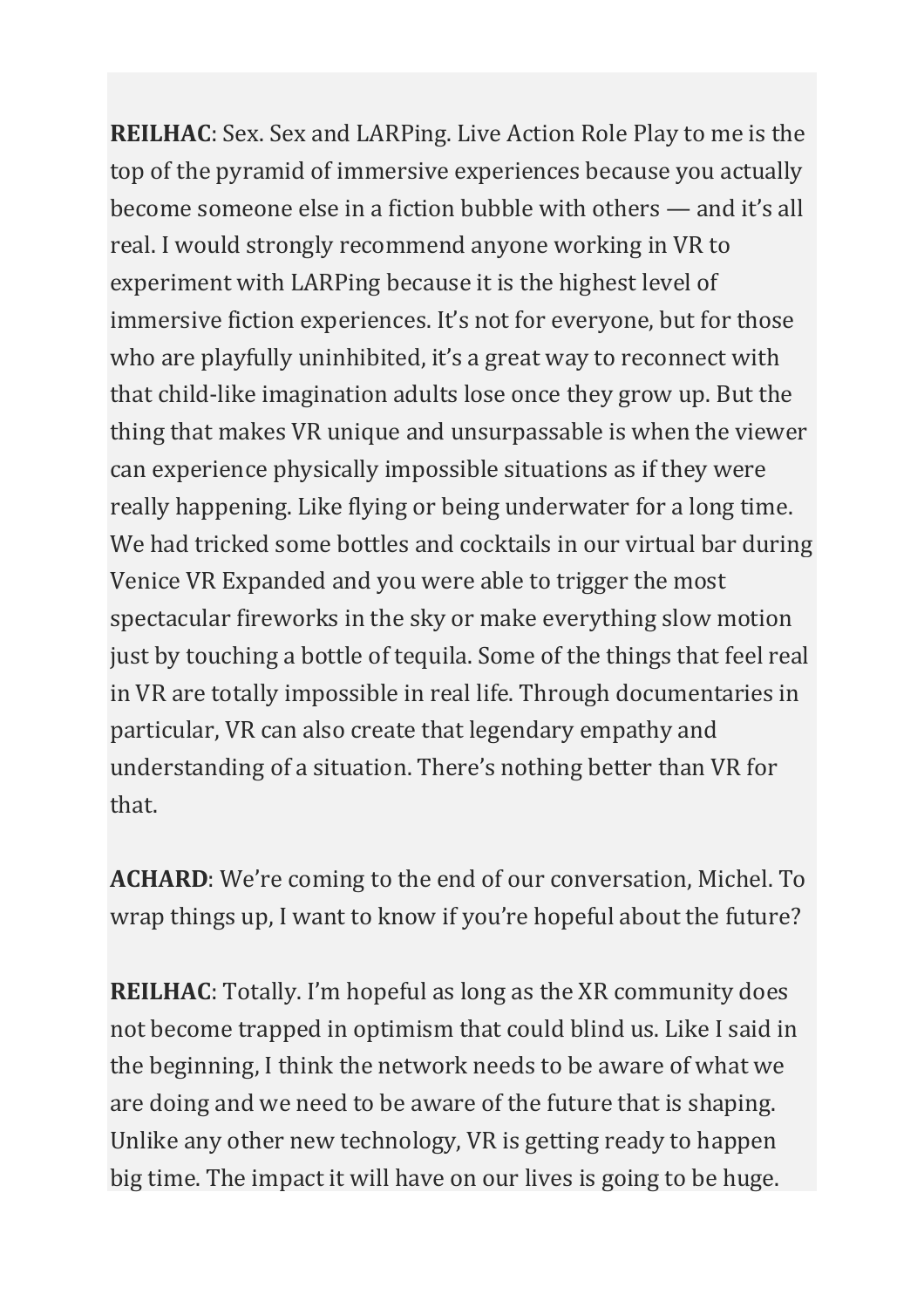**REILHAC**: Sex. Sex and LARPing. Live Action Role Play to me is the top of the pyramid of immersive experiences because you actually become someone else in a fiction bubble with others — and it's all real. I would strongly recommend anyone working in VR to experiment with LARPing because it is the highest level of immersive fiction experiences. It's not for everyone, but for those who are playfully uninhibited, it's a great way to reconnect with that child-like imagination adults lose once they grow up. But the thing that makes VR unique and unsurpassable is when the viewer can experience physically impossible situations as if they were really happening. Like flying or being underwater for a long time. We had tricked some bottles and cocktails in our virtual bar during Venice VR Expanded and you were able to trigger the most spectacular fireworks in the sky or make everything slow motion just by touching a bottle of tequila. Some of the things that feel real in VR are totally impossible in real life. Through documentaries in particular, VR can also create that legendary empathy and understanding of a situation. There's nothing better than VR for that.

**ACHARD**: We're coming to the end of our conversation, Michel. To wrap things up, I want to know if you're hopeful about the future?

**REILHAC**: Totally. I'm hopeful as long as the XR community does not become trapped in optimism that could blind us. Like I said in the beginning, I think the network needs to be aware of what we are doing and we need to be aware of the future that is shaping. Unlike any other new technology, VR is getting ready to happen big time. The impact it will have on our lives is going to be huge.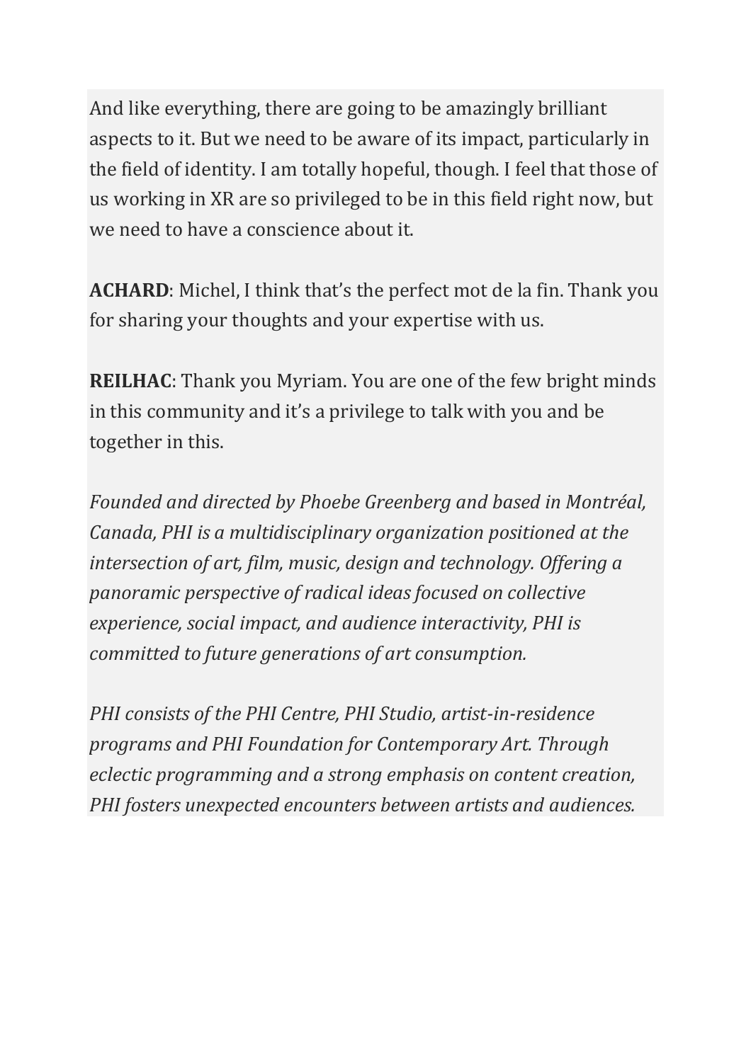And like everything, there are going to be amazingly brilliant aspects to it. But we need to be aware of its impact, particularly in the field of identity. I am totally hopeful, though. I feel that those of us working in XR are so privileged to be in this field right now, but we need to have a conscience about it.

**ACHARD**: Michel, I think that's the perfect mot de la fin. Thank you for sharing your thoughts and your expertise with us.

**REILHAC**: Thank you Myriam. You are one of the few bright minds in this community and it's a privilege to talk with you and be together in this.

*Founded and directed by Phoebe Greenberg and based in Montréal, Canada, PHI is a multidisciplinary organization positioned at the intersection of art, film, music, design and technology. Offering a panoramic perspective of radical ideas focused on collective experience, social impact, and audience interactivity, PHI is committed to future generations of art consumption.*

*PHI consists of the PHI Centre, PHI Studio, artist-in-residence programs and PHI Foundation for Contemporary Art. Through eclectic programming and a strong emphasis on content creation, PHI fosters unexpected encounters between artists and audiences.*